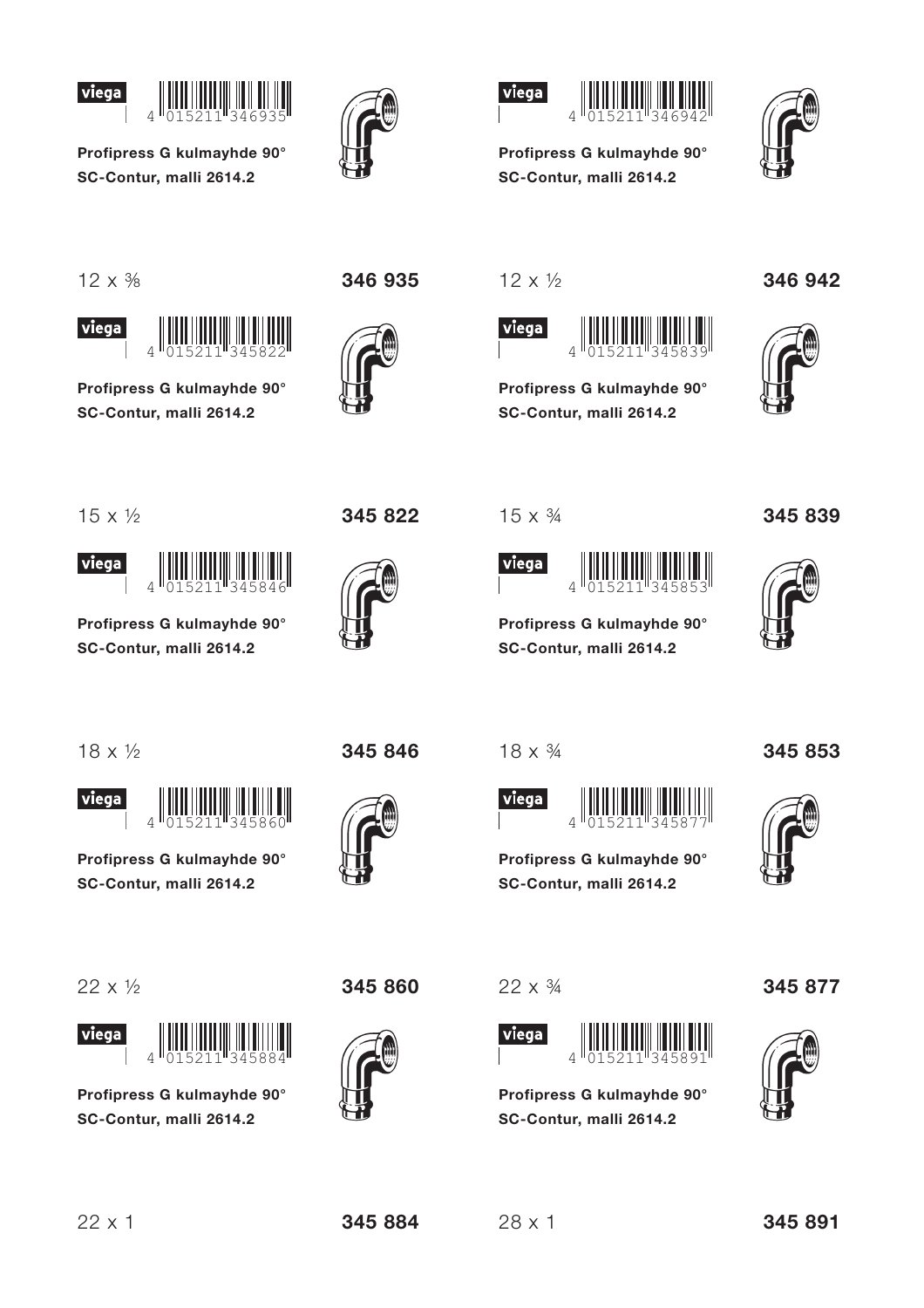viega 4 015211 346935

**Profipress G kulmayhde 90°**
**SC-Contur, malli 2614.2**

12 x ⅜ **346 935**

viega 4 015211 346942

**Profipress G kulmayhde 90°**
**SC-Contur, malli 2614.2**

12 x ½ **346 942**

viega 4 015211 345822

**Profipress G kulmayhde 90°**
**SC-Contur, malli 2614.2**

15 x ½ **345 822**

viega 4 015211 345839

**Profipress G kulmayhde 90°**
**SC-Contur, malli 2614.2**

15 x ¾ **345 839**

viega 4 015211 345846

**Profipress G kulmayhde 90°**
**SC-Contur, malli 2614.2**

18 x ½ **345 846**

viega 4 015211 345853

**Profipress G kulmayhde 90°**
**SC-Contur, malli 2614.2**

18 x ¾ **345 853**

viega 4 015211 345860

**Profipress G kulmayhde 90°**
**SC-Contur, malli 2614.2**

22 x ½ **345 860**

viega 4 015211 345877

**Profipress G kulmayhde 90°**
**SC-Contur, malli 2614.2**

22 x ¾ **345 877**

viega 4 015211 345884

**Profipress G kulmayhde 90°**
**SC-Contur, malli 2614.2**

22 x 1 **345 884**

viega 4 015211 345891

**Profipress G kulmayhde 90°**
**SC-Contur, malli 2614.2**

28 x 1 **345 891**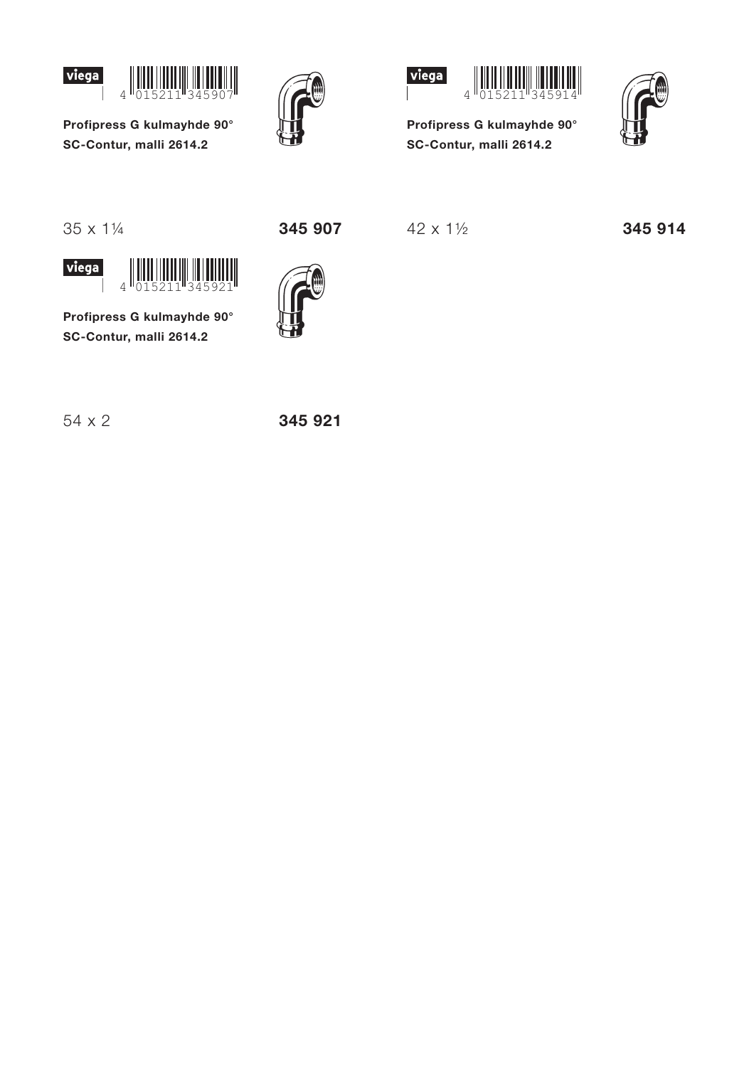viega

4 015211 345907

**Profipress G kulmayhde 90°**
**SC-Contur, malli 2614.2**

35 x 1¼ **345 907**

viega

4 015211 345914

**Profipress G kulmayhde 90°**
**SC-Contur, malli 2614.2**

42 x 1½ **345 914**

viega

4 015211 345921

**Profipress G kulmayhde 90°**
**SC-Contur, malli 2614.2**

54 x 2 **345 921**